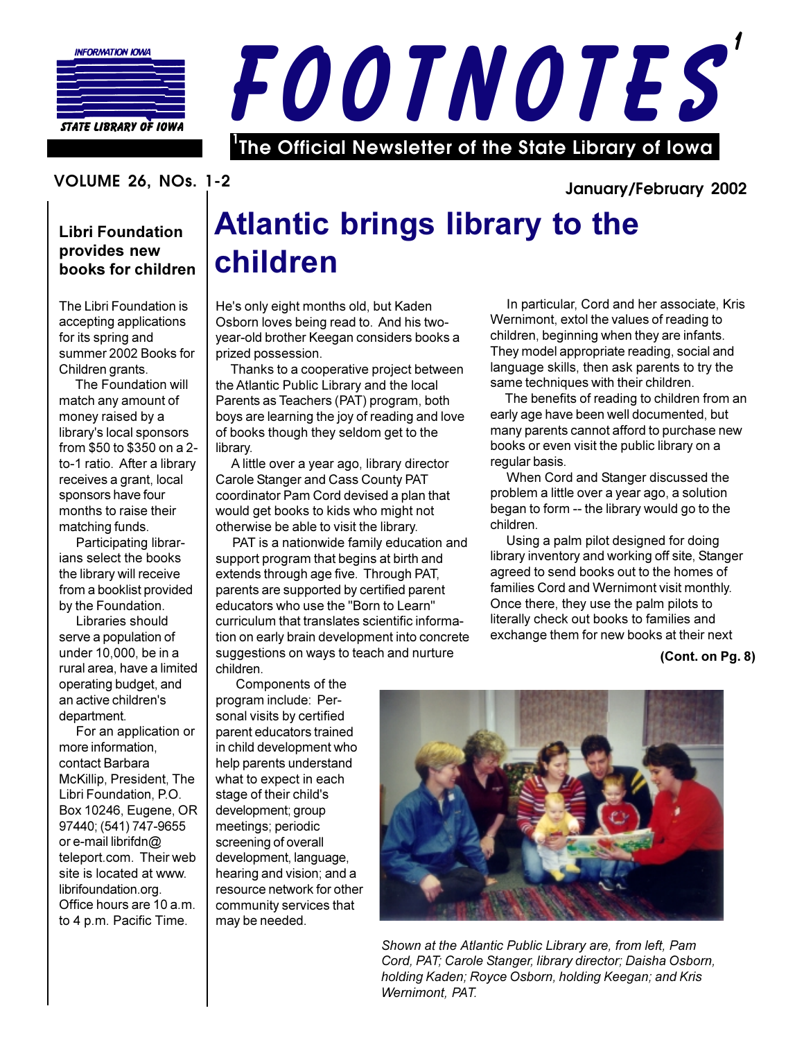INFORMATION IOWA

STATE LIBRARY OF IOWA

# FOOTNOTES[1]

[1]The Official Newsletter of the State Library of Iowa

VOLUME 26, NOs. 1-2

January/February 2002

## Libri Foundation provides new books for children

The Libri Foundation is accepting applications for its spring and summer 2002 Books for Children grants.

The Foundation will match any amount of money raised by a library's local sponsors from $50 to $350 on a 2-to-1 ratio. After a library receives a grant, local sponsors have four months to raise their matching funds.

Participating librarians select the books the library will receive from a booklist provided by the Foundation.

Libraries should serve a population of under 10,000, be in a rural area, have a limited operating budget, and an active children's department.

For an application or more information, contact Barbara McKillip, President, The Libri Foundation, P.O. Box 10246, Eugene, OR 97440; (541) 747-9655 or e-mail librifdn@teleport.com. Their web site is located at www.librifoundation.org. Office hours are 10 a.m. to 4 p.m. Pacific Time.

# Atlantic brings library to the children

He's only eight months old, but Kaden Osborn loves being read to. And his two-year-old brother Keegan considers books a prized possession.

Thanks to a cooperative project between the Atlantic Public Library and the local Parents as Teachers (PAT) program, both boys are learning the joy of reading and love of books though they seldom get to the library.

A little over a year ago, library director Carole Stanger and Cass County PAT coordinator Pam Cord devised a plan that would get books to kids who might not otherwise be able to visit the library.

PAT is a nationwide family education and support program that begins at birth and extends through age five. Through PAT, parents are supported by certified parent educators who use the "Born to Learn" curriculum that translates scientific information on early brain development into concrete suggestions on ways to teach and nurture children.

Components of the program include: Personal visits by certified parent educators trained in child development who help parents understand what to expect in each stage of their child's development; group meetings; periodic screening of overall development, language, hearing and vision; and a resource network for other community services that may be needed.

In particular, Cord and her associate, Kris Wernimont, extol the values of reading to children, beginning when they are infants. They model appropriate reading, social and language skills, then ask parents to try the same techniques with their children.

The benefits of reading to children from an early age have been well documented, but many parents cannot afford to purchase new books or even visit the public library on a regular basis.

When Cord and Stanger discussed the problem a little over a year ago, a solution began to form -- the library would go to the children.

Using a palm pilot designed for doing library inventory and working off site, Stanger agreed to send books out to the homes of families Cord and Wernimont visit monthly. Once there, they use the palm pilots to literally check out books to families and exchange them for new books at their next

**(Cont. on Pg. 8)**

*Shown at the Atlantic Public Library are, from left, Pam Cord, PAT; Carole Stanger, library director; Daisha Osborn, holding Kaden; Royce Osborn, holding Keegan; and Kris Wernimont, PAT.*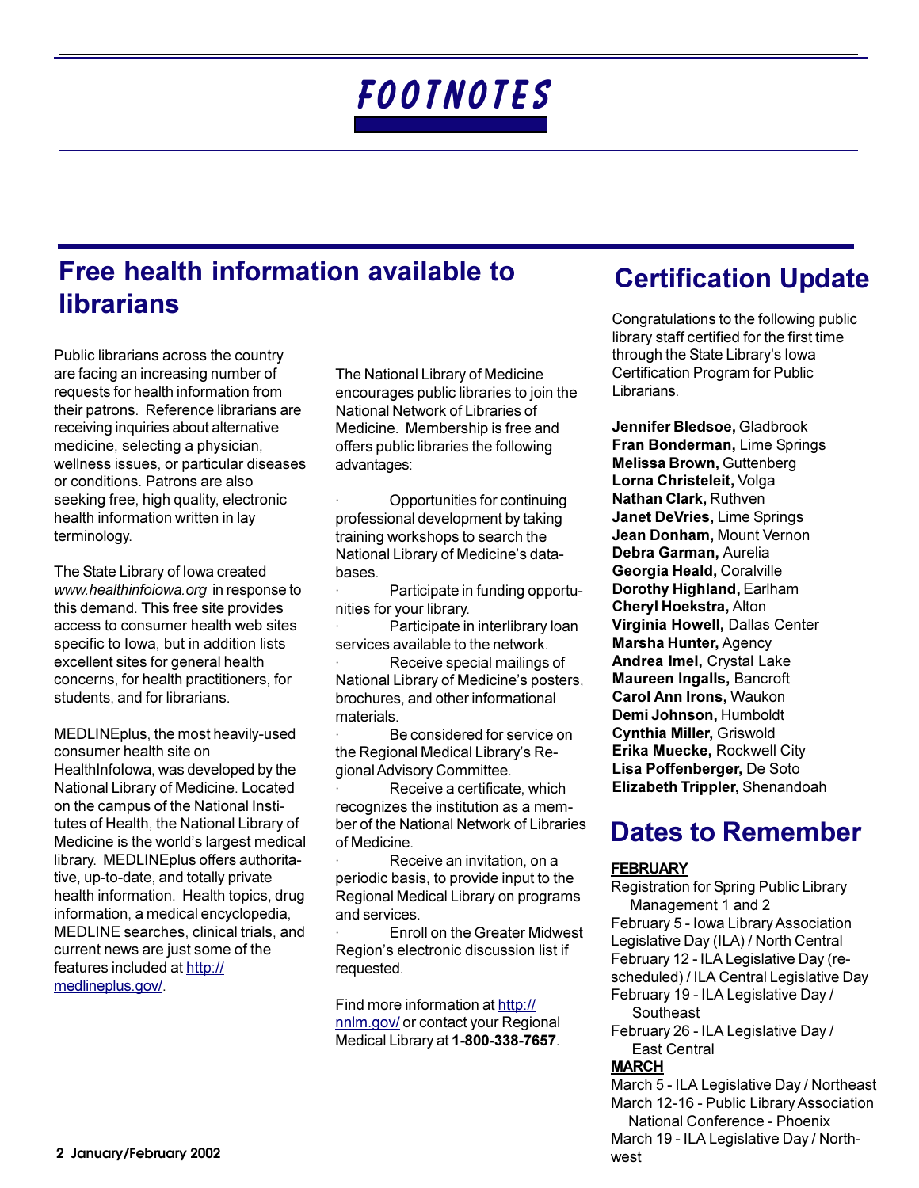# FOOTNOTES

## Free health information available to librarians

Public librarians across the country are facing an increasing number of requests for health information from their patrons. Reference librarians are receiving inquiries about alternative medicine, selecting a physician, wellness issues, or particular diseases or conditions. Patrons are also seeking free, high quality, electronic health information written in lay terminology.

The State Library of Iowa created *www.healthinfoiowa.org* in response to this demand. This free site provides access to consumer health web sites specific to Iowa, but in addition lists excellent sites for general health concerns, for health practitioners, for students, and for librarians.

MEDLINEplus, the most heavily-used consumer health site on HealthInfoIowa, was developed by the National Library of Medicine. Located on the campus of the National Institutes of Health, the National Library of Medicine is the world's largest medical library. MEDLINEplus offers authoritative, up-to-date, and totally private health information. Health topics, drug information, a medical encyclopedia, MEDLINE searches, clinical trials, and current news are just some of the features included at http://medlineplus.gov/.

The National Library of Medicine encourages public libraries to join the National Network of Libraries of Medicine. Membership is free and offers public libraries the following advantages:

- Opportunities for continuing professional development by taking training workshops to search the National Library of Medicine's databases.
- Participate in funding opportunities for your library.
- Participate in interlibrary loan services available to the network.
- Receive special mailings of National Library of Medicine's posters, brochures, and other informational materials.
- Be considered for service on the Regional Medical Library's Regional Advisory Committee.
- Receive a certificate, which recognizes the institution as a member of the National Network of Libraries of Medicine.
- Receive an invitation, on a periodic basis, to provide input to the Regional Medical Library on programs and services.
- Enroll on the Greater Midwest Region's electronic discussion list if requested.

Find more information at http://nnlm.gov/ or contact your Regional Medical Library at **1-800-338-7657**.

## Certification Update

Congratulations to the following public library staff certified for the first time through the State Library's Iowa Certification Program for Public Librarians.

**Jennifer Bledsoe,** Gladbrook
**Fran Bonderman,** Lime Springs
**Melissa Brown,** Guttenberg
**Lorna Christeleit,** Volga
**Nathan Clark,** Ruthven
**Janet DeVries,** Lime Springs
**Jean Donham,** Mount Vernon
**Debra Garman,** Aurelia
**Georgia Heald,** Coralville
**Dorothy Highland,** Earlham
**Cheryl Hoekstra,** Alton
**Virginia Howell,** Dallas Center
**Marsha Hunter,** Agency
**Andrea Imel,** Crystal Lake
**Maureen Ingalls,** Bancroft
**Carol Ann Irons,** Waukon
**Demi Johnson,** Humboldt
**Cynthia Miller,** Griswold
**Erika Muecke,** Rockwell City
**Lisa Poffenberger,** De Soto
**Elizabeth Trippler,** Shenandoah

## Dates to Remember

**FEBRUARY**

Registration for Spring Public Library Management 1 and 2
February 5 - Iowa Library Association Legislative Day (ILA) / North Central
February 12 - ILA Legislative Day (rescheduled) / ILA Central Legislative Day
February 19 - ILA Legislative Day / Southeast
February 26 - ILA Legislative Day / East Central

**MARCH**

March 5 - ILA Legislative Day / Northeast
March 12-16 - Public Library Association National Conference - Phoenix
March 19 - ILA Legislative Day / Northwest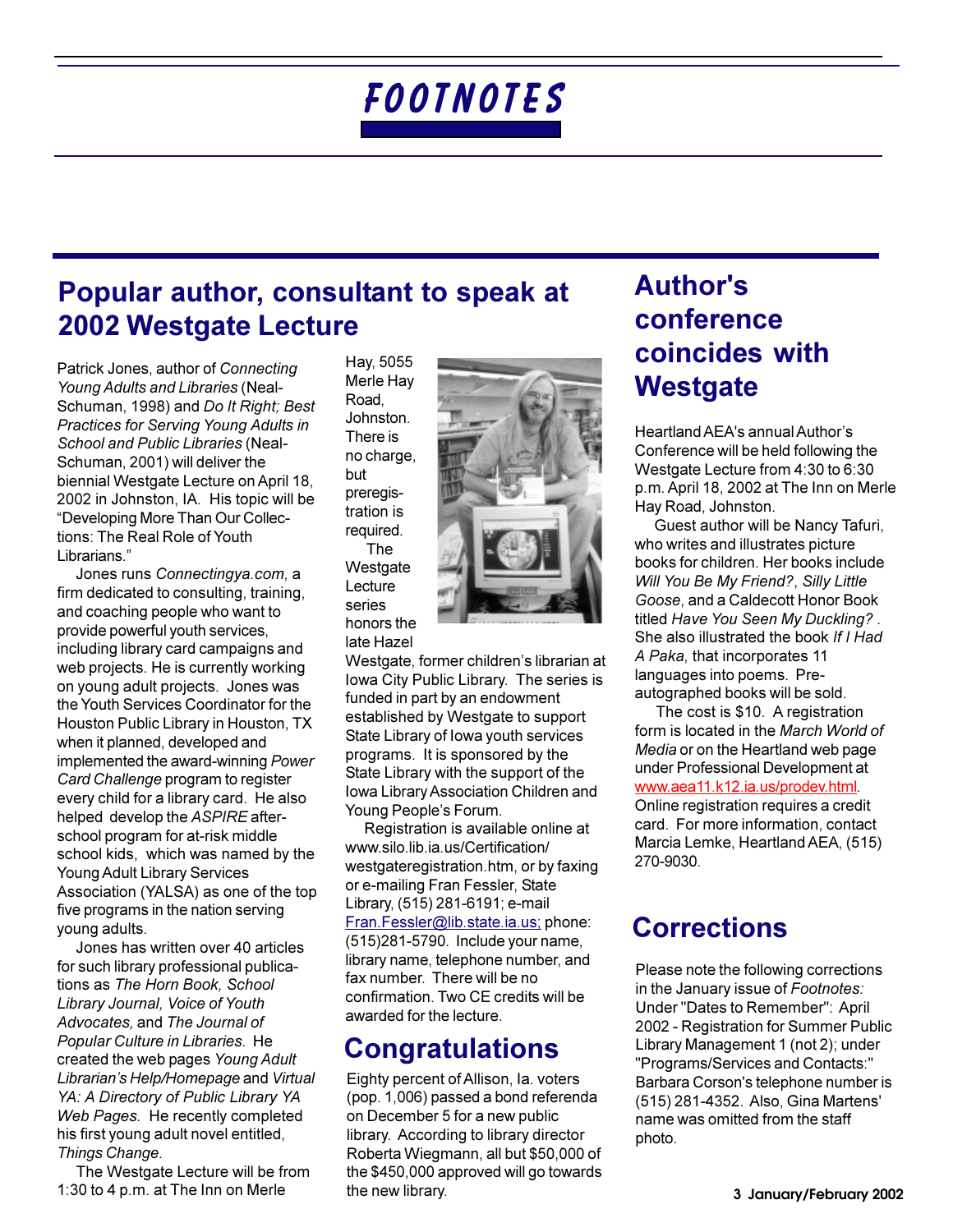# FOOTNOTES

## Popular author, consultant to speak at 2002 Westgate Lecture

Patrick Jones, author of *Connecting Young Adults and Libraries* (Neal-Schuman, 1998) and *Do It Right; Best Practices for Serving Young Adults in School and Public Libraries* (Neal-Schuman, 2001) will deliver the biennial Westgate Lecture on April 18, 2002 in Johnston, IA. His topic will be "Developing More Than Our Collections: The Real Role of Youth Librarians."

Jones runs *Connectingya.com*, a firm dedicated to consulting, training, and coaching people who want to provide powerful youth services, including library card campaigns and web projects. He is currently working on young adult projects. Jones was the Youth Services Coordinator for the Houston Public Library in Houston, TX when it planned, developed and implemented the award-winning *Power Card Challenge* program to register every child for a library card. He also helped develop the *ASPIRE* after-school program for at-risk middle school kids, which was named by the Young Adult Library Services Association (YALSA) as one of the top five programs in the nation serving young adults.

Jones has written over 40 articles for such library professional publications as *The Horn Book, School Library Journal, Voice of Youth Advocates,* and *The Journal of Popular Culture in Libraries.* He created the web pages *Young Adult Librarian's Help/Homepage* and *Virtual YA: A Directory of Public Library YA Web Pages.* He recently completed his first young adult novel entitled, *Things Change.*

The Westgate Lecture will be from 1:30 to 4 p.m. at The Inn on Merle Hay, 5055 Merle Hay Road, Johnston. There is no charge, but preregistration is required.

The Westgate Lecture series honors the late Hazel Westgate, former children's librarian at Iowa City Public Library. The series is funded in part by an endowment established by Westgate to support State Library of Iowa youth services programs. It is sponsored by the State Library with the support of the Iowa Library Association Children and Young People's Forum.

Registration is available online at www.silo.lib.ia.us/Certification/westgateregistration.htm, or by faxing or e-mailing Fran Fessler, State Library, (515) 281-6191; e-mail Fran.Fessler@lib.state.ia.us; phone: (515)281-5790. Include your name, library name, telephone number, and fax number. There will be no confirmation. Two CE credits will be awarded for the lecture.

## Congratulations

Eighty percent of Allison, Ia. voters (pop. 1,006) passed a bond referenda on December 5 for a new public library. According to library director Roberta Wiegmann, all but $50,000 of the $450,000 approved will go towards the new library.

## Author's conference coincides with Westgate

Heartland AEA's annual Author's Conference will be held following the Westgate Lecture from 4:30 to 6:30 p.m. April 18, 2002 at The Inn on Merle Hay Road, Johnston.

Guest author will be Nancy Tafuri, who writes and illustrates picture books for children. Her books include *Will You Be My Friend?*, *Silly Little Goose*, and a Caldecott Honor Book titled *Have You Seen My Duckling?* . She also illustrated the book *If I Had A Paka*, that incorporates 11 languages into poems. Pre-autographed books will be sold.

The cost is $10. A registration form is located in the *March World of Media* or on the Heartland web page under Professional Development at www.aea11.k12.ia.us/prodev.html. Online registration requires a credit card. For more information, contact Marcia Lemke, Heartland AEA, (515) 270-9030.

## Corrections

Please note the following corrections in the January issue of *Footnotes:* Under "Dates to Remember": April 2002 - Registration for Summer Public Library Management 1 (not 2); under "Programs/Services and Contacts:" Barbara Corson's telephone number is (515) 281-4352. Also, Gina Martens' name was omitted from the staff photo.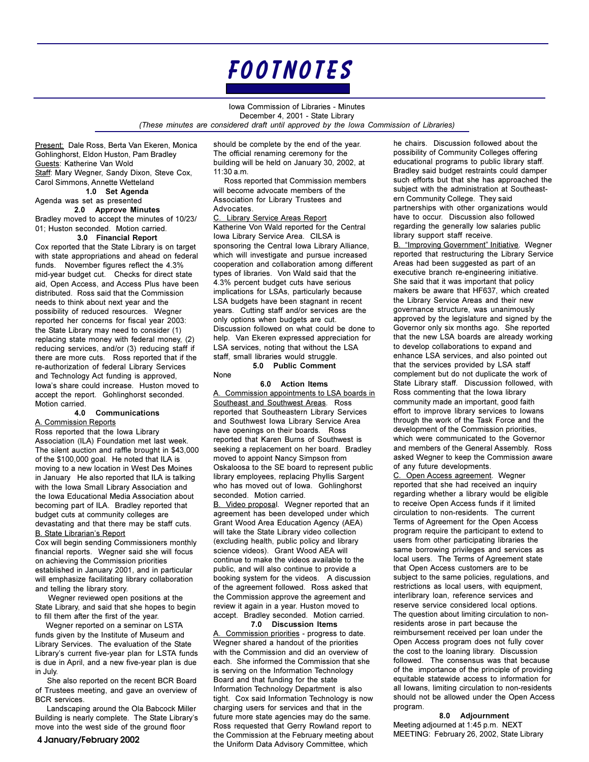# FOOTNOTES

Iowa Commission of Libraries - Minutes
December 4, 2001 - State Library
*(These minutes are considered draft until approved by the Iowa Commission of Libraries)*

Present: Dale Ross, Berta Van Ekeren, Monica Gohlinghorst, Eldon Huston, Pam Bradley
Guests: Katherine Van Wold
Staff: Mary Wegner, Sandy Dixon, Steve Cox, Carol Simmons, Annette Wetteland

**1.0 Set Agenda**

Agenda was set as presented

**2.0 Approve Minutes**

Bradley moved to accept the minutes of 10/23/01; Huston seconded. Motion carried.

**3.0 Financial Report**

Cox reported that the State Library is on target with state appropriations and ahead on federal funds. November figures reflect the 4.3% mid-year budget cut. Checks for direct state aid, Open Access, and Access Plus have been distributed. Ross said that the Commission needs to think about next year and the possibility of reduced resources. Wegner reported her concerns for fiscal year 2003: the State Library may need to consider (1) replacing state money with federal money, (2) reducing services, and/or (3) reducing staff if there are more cuts. Ross reported that if the re-authorization of federal Library Services and Technology Act funding is approved, Iowa's share could increase. Huston moved to accept the report. Gohlinghorst seconded. Motion carried.

**4.0 Communications**

A. Commission Reports

Ross reported that the Iowa Library Association (ILA) Foundation met last week. The silent auction and raffle brought in $43,000 of the $100,000 goal. He noted that ILA is moving to a new location in West Des Moines in January He also reported that ILA is talking with the Iowa Small Library Association and the Iowa Educational Media Association about becoming part of ILA. Bradley reported that budget cuts at community colleges are devastating and that there may be staff cuts.

B. State Librarian's Report

Cox will begin sending Commissioners monthly financial reports. Wegner said she will focus on achieving the Commission priorities established in January 2001, and in particular will emphasize facilitating library collaboration and telling the library story.

Wegner reviewed open positions at the State Library, and said that she hopes to begin to fill them after the first of the year.

Wegner reported on a seminar on LSTA funds given by the Institute of Museum and Library Services. The evaluation of the State Library's current five-year plan for LSTA funds is due in April, and a new five-year plan is due in July.

She also reported on the recent BCR Board of Trustees meeting, and gave an overview of BCR services.

Landscaping around the Ola Babcock Miller Building is nearly complete. The State Library's move into the west side of the ground floor should be complete by the end of the year. The official renaming ceremony for the building will be held on January 30, 2002, at 11:30 a.m.

Ross reported that Commission members will become advocate members of the Association for Library Trustees and Advocates.

C. Library Service Areas Report

Katherine Von Wald reported for the Central Iowa Library Service Area. CILSA is sponsoring the Central Iowa Library Alliance, which will investigate and pursue increased cooperation and collaboration among different types of libraries. Von Wald said that the 4.3% percent budget cuts have serious implications for LSAs, particularly because LSA budgets have been stagnant in recent years. Cutting staff and/or services are the only options when budgets are cut. Discussion followed on what could be done to help. Van Ekeren expressed appreciation for LSA services, noting that without the LSA staff, small libraries would struggle.

**5.0 Public Comment**

None

**6.0 Action Items**

A. Commission appointments to LSA boards in Southeast and Southwest Areas. Ross reported that Southeastern Library Services and Southwest Iowa Library Service Area have openings on their boards. Ross reported that Karen Burns of Southwest is seeking a replacement on her board. Bradley moved to appoint Nancy Simpson from Oskaloosa to the SE board to represent public library employees, replacing Phyllis Sargent who has moved out of Iowa. Gohlinghorst seconded. Motion carried.

B. Video proposal. Wegner reported that an agreement has been developed under which Grant Wood Area Education Agency (AEA) will take the State Library video collection (excluding health, public policy and library science videos). Grant Wood AEA will continue to make the videos available to the public, and will also continue to provide a booking system for the videos. A discussion of the agreement followed. Ross asked that the Commission approve the agreement and review it again in a year. Huston moved to accept. Bradley seconded. Motion carried.

**7.0 Discussion Items**

A. Commission priorities - progress to date. Wegner shared a handout of the priorities with the Commission and did an overview of each. She informed the Commission that she is serving on the Information Technology Board and that funding for the state Information Technology Department is also tight. Cox said Information Technology is now charging users for services and that in the future more state agencies may do the same. Ross requested that Gerry Rowland report to the Commission at the February meeting about the Uniform Data Advisory Committee, which he chairs. Discussion followed about the possibility of Community Colleges offering educational programs to public library staff. Bradley said budget restraints could damper such efforts but that she has approached the subject with the administration at Southeastern Community College. They said partnerships with other organizations would have to occur. Discussion also followed regarding the generally low salaries public library support staff receive.

B. "Improving Government" Initiative. Wegner reported that restructuring the Library Service Areas had been suggested as part of an executive branch re-engineering initiative. She said that it was important that policy makers be aware that HF637, which created the Library Service Areas and their new governance structure, was unanimously approved by the legislature and signed by the Governor only six months ago. She reported that the new LSA boards are already working to develop collaborations to expand and enhance LSA services, and also pointed out that the services provided by LSA staff complement but do not duplicate the work of State Library staff. Discussion followed, with Ross commenting that the Iowa library community made an important, good faith effort to improve library services to Iowans through the work of the Task Force and the development of the Commission priorities, which were communicated to the Governor and members of the General Assembly. Ross asked Wegner to keep the Commission aware of any future developments.

C. Open Access agreement. Wegner reported that she had received an inquiry regarding whether a library would be eligible to receive Open Access funds if it limited circulation to non-residents. The current Terms of Agreement for the Open Access program require the participant to extend to users from other participating libraries the same borrowing privileges and services as local users. The Terms of Agreement state that Open Access customers are to be subject to the same policies, regulations, and restrictions as local users, with equipment, interlibrary loan, reference services and reserve service considered local options. The question about limiting circulation to non-residents arose in part because the reimbursement received per loan under the Open Access program does not fully cover the cost to the loaning library. Discussion followed. The consensus was that because of the importance of the principle of providing equitable statewide access to information for all Iowans, limiting circulation to non-residents should not be allowed under the Open Access program.

**8.0 Adjournment**

Meeting adjourned at 1:45 p.m. NEXT MEETING: February 26, 2002, State Library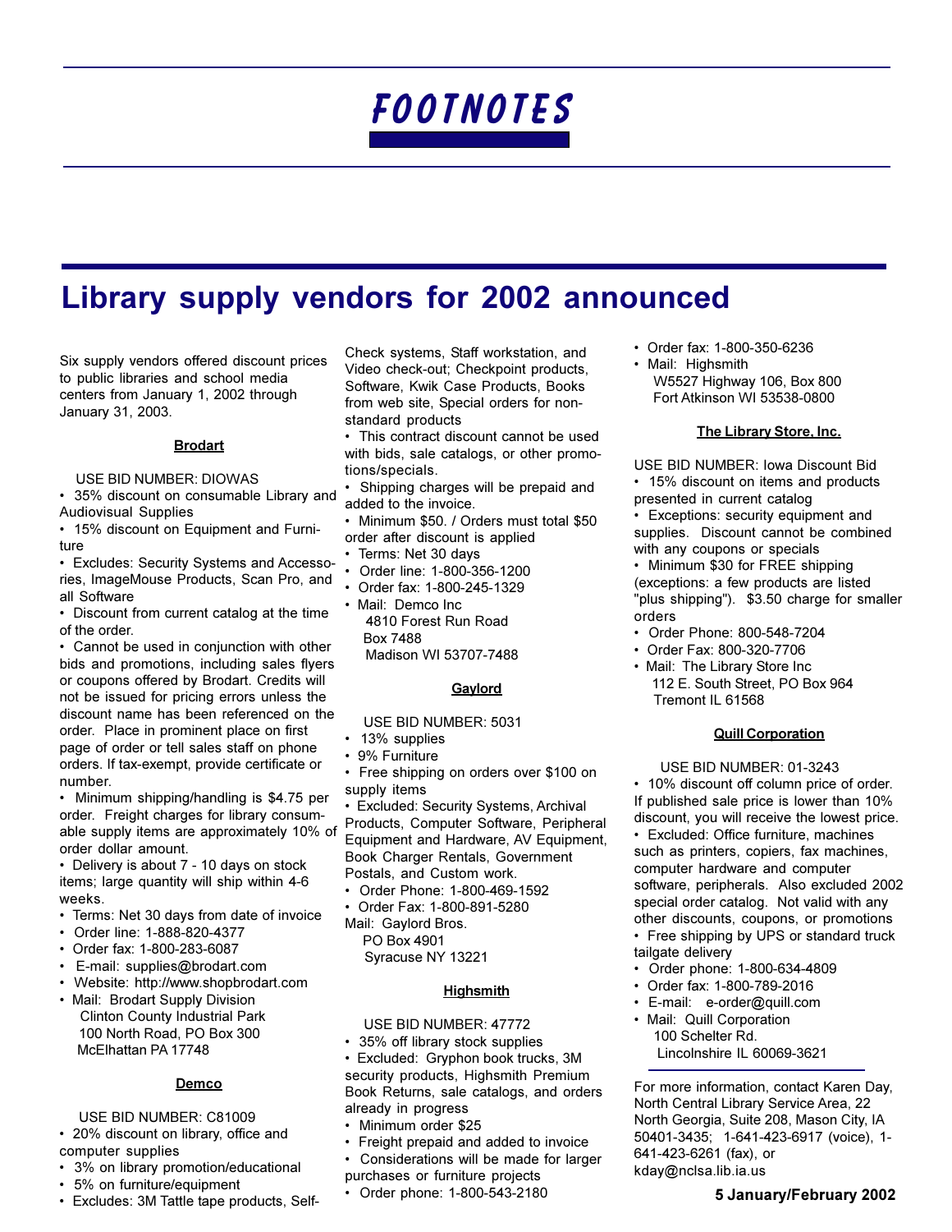# FOOTNOTES

# Library supply vendors for 2002 announced

Six supply vendors offered discount prices to public libraries and school media centers from January 1, 2002 through January 31, 2003.

### Brodart

USE BID NUMBER: DIOWAS

- 35% discount on consumable Library and Audiovisual Supplies
- 15% discount on Equipment and Furniture
- Excludes: Security Systems and Accessories, ImageMouse Products, Scan Pro, and all Software
- Discount from current catalog at the time of the order.
- Cannot be used in conjunction with other bids and promotions, including sales flyers or coupons offered by Brodart. Credits will not be issued for pricing errors unless the discount name has been referenced on the order. Place in prominent place on first page of order or tell sales staff on phone orders. If tax-exempt, provide certificate or number.
- Minimum shipping/handling is $4.75 per order. Freight charges for library consumable supply items are approximately 10% of order dollar amount.
- Delivery is about 7 - 10 days on stock items; large quantity will ship within 4-6 weeks.
- Terms: Net 30 days from date of invoice
- Order line: 1-888-820-4377
- Order fax: 1-800-283-6087
- E-mail: supplies@brodart.com
- Website: http://www.shopbrodart.com
- Mail: Brodart Supply Division
  Clinton County Industrial Park
  100 North Road, PO Box 300
  McElhattan PA 17748

### Demco

USE BID NUMBER: C81009

- 20% discount on library, office and computer supplies
- 3% on library promotion/educational
- 5% on furniture/equipment
- Excludes: 3M Tattle tape products, Self-Check systems, Staff workstation, and Video check-out; Checkpoint products, Software, Kwik Case Products, Books from web site, Special orders for non-standard products
- This contract discount cannot be used with bids, sale catalogs, or other promotions/specials.
- Shipping charges will be prepaid and added to the invoice.
- Minimum $50. / Orders must total $50 order after discount is applied
- Terms: Net 30 days
- Order line: 1-800-356-1200
- Order fax: 1-800-245-1329
- Mail: Demco Inc
  4810 Forest Run Road
  Box 7488
  Madison WI 53707-7488

### Gaylord

USE BID NUMBER: 5031

- 13% supplies
- 9% Furniture
- Free shipping on orders over $100 on supply items
- Excluded: Security Systems, Archival Products, Computer Software, Peripheral Equipment and Hardware, AV Equipment, Book Charger Rentals, Government Postals, and Custom work.
- Order Phone: 1-800-469-1592
- Order Fax: 1-800-891-5280

Mail: Gaylord Bros.
PO Box 4901
Syracuse NY 13221

### Highsmith

USE BID NUMBER: 47772

- 35% off library stock supplies
- Excluded: Gryphon book trucks, 3M security products, Highsmith Premium Book Returns, sale catalogs, and orders already in progress
- Minimum order $25
- Freight prepaid and added to invoice
- Considerations will be made for larger purchases or furniture projects
- Order phone: 1-800-543-2180
- Order fax: 1-800-350-6236
- Mail: Highsmith
  W5527 Highway 106, Box 800
  Fort Atkinson WI 53538-0800

### The Library Store, Inc.

USE BID NUMBER: Iowa Discount Bid

- 15% discount on items and products presented in current catalog
- Exceptions: security equipment and supplies. Discount cannot be combined with any coupons or specials
- Minimum $30 for FREE shipping (exceptions: a few products are listed "plus shipping"). $3.50 charge for smaller orders
- Order Phone: 800-548-7204
- Order Fax: 800-320-7706
- Mail: The Library Store Inc
  112 E. South Street, PO Box 964
  Tremont IL 61568

### Quill Corporation

USE BID NUMBER: 01-3243

- 10% discount off column price of order. If published sale price is lower than 10% discount, you will receive the lowest price.
- Excluded: Office furniture, machines such as printers, copiers, fax machines, computer hardware and computer software, peripherals. Also excluded 2002 special order catalog. Not valid with any other discounts, coupons, or promotions
- Free shipping by UPS or standard truck tailgate delivery
- Order phone: 1-800-634-4809
- Order fax: 1-800-789-2016
- E-mail: e-order@quill.com
- Mail: Quill Corporation
  100 Schelter Rd.
  Lincolnshire IL 60069-3621

---

For more information, contact Karen Day, North Central Library Service Area, 22 North Georgia, Suite 208, Mason City, IA 50401-3435; 1-641-423-6917 (voice), 1-641-423-6261 (fax), or kday@nclsa.lib.ia.us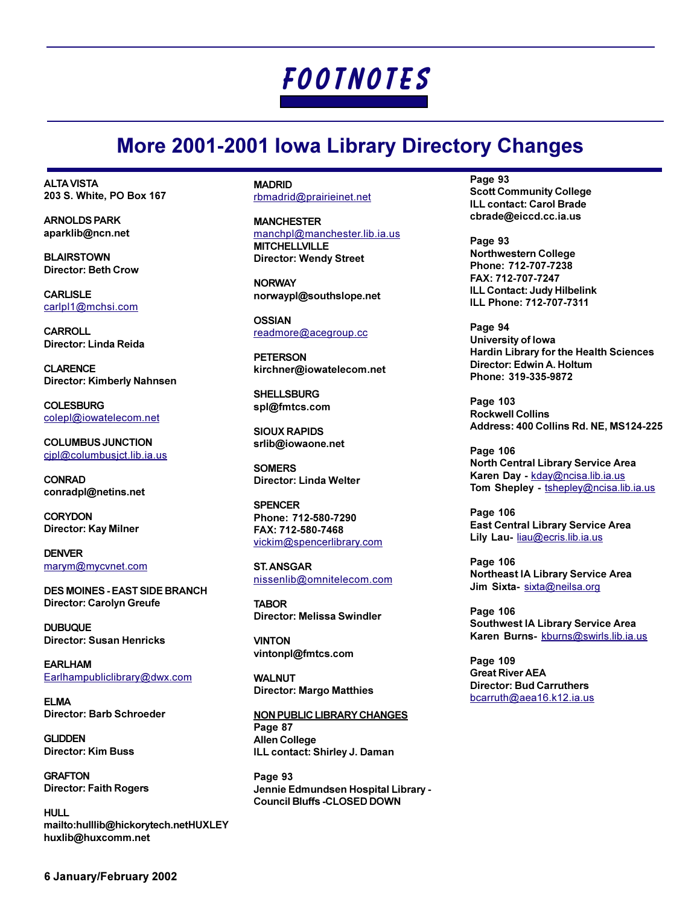# FOOTNOTES

## More 2001-2001 Iowa Library Directory Changes

**ALTA VISTA**
**203 S. White, PO Box 167**

**ARNOLDS PARK**
**aparklib@ncn.net**

**BLAIRSTOWN**
**Director: Beth Crow**

**CARLISLE**
carlpl1@mchsi.com

**CARROLL**
**Director: Linda Reida**

**CLARENCE**
**Director: Kimberly Nahnsen**

**COLESBURG**
colepl@iowatelecom.net

**COLUMBUS JUNCTION**
cjpl@columbusjct.lib.ia.us

**CONRAD**
**conradpl@netins.net**

**CORYDON**
**Director: Kay Milner**

**DENVER**
marym@mycvnet.com

**DES MOINES - EAST SIDE BRANCH**
**Director: Carolyn Greufe**

**DUBUQUE**
**Director: Susan Henricks**

**EARLHAM**
Earlhampubliclibrary@dwx.com

**ELMA**
**Director: Barb Schroeder**

**GLIDDEN**
**Director: Kim Buss**

**GRAFTON**
**Director: Faith Rogers**

**HULL**
**mailto:hulllib@hickorytech.netHUXLEY**
**huxlib@huxcomm.net**

**MADRID**
rbmadrid@prairieinet.net

**MANCHESTER**
manchpl@manchester.lib.ia.us

**MITCHELLVILLE**
**Director: Wendy Street**

**NORWAY**
**norwaypl@southslope.net**

**OSSIAN**
readmore@acegroup.cc

**PETERSON**
**kirchner@iowatelecom.net**

**SHELLSBURG**
**spl@fmtcs.com**

**SIOUX RAPIDS**
**srlib@iowaone.net**

**SOMERS**
**Director: Linda Welter**

**SPENCER**
**Phone: 712-580-7290**
**FAX: 712-580-7468**
vickim@spencerlibrary.com

**ST. ANSGAR**
nissenlib@omnitelecom.com

**TABOR**
**Director: Melissa Swindler**

**VINTON**
**vintonpl@fmtcs.com**

**WALNUT**
**Director: Margo Matthies**

**NON PUBLIC LIBRARY CHANGES**

**Page 87**
**Allen College**
**ILL contact: Shirley J. Daman**

**Page 93**
**Jennie Edmundsen Hospital Library - Council Bluffs -CLOSED DOWN**

**Page 93**
**Scott Community College**
**ILL contact: Carol Brade**
**cbrade@eiccd.cc.ia.us**

**Page 93**
**Northwestern College**
**Phone: 712-707-7238**
**FAX: 712-707-7247**
**ILL Contact: Judy Hilbelink**
**ILL Phone: 712-707-7311**

**Page 94**
**University of Iowa**
**Hardin Library for the Health Sciences**
**Director: Edwin A. Holtum**
**Phone: 319-335-9872**

**Page 103**
**Rockwell Collins**
**Address: 400 Collins Rd. NE, MS124-225**

**Page 106**
**North Central Library Service Area**
**Karen Day -** kday@ncisa.lib.ia.us
**Tom Shepley -** tshepley@ncisa.lib.ia.us

**Page 106**
**East Central Library Service Area**
**Lily Lau-** liau@ecris.lib.ia.us

**Page 106**
**Northeast IA Library Service Area**
**Jim Sixta-** sixta@neilsa.org

**Page 106**
**Southwest IA Library Service Area**
**Karen Burns-** kburns@swirls.lib.ia.us

**Page 109**
**Great River AEA**
**Director: Bud Carruthers**
bcarruth@aea16.k12.ia.us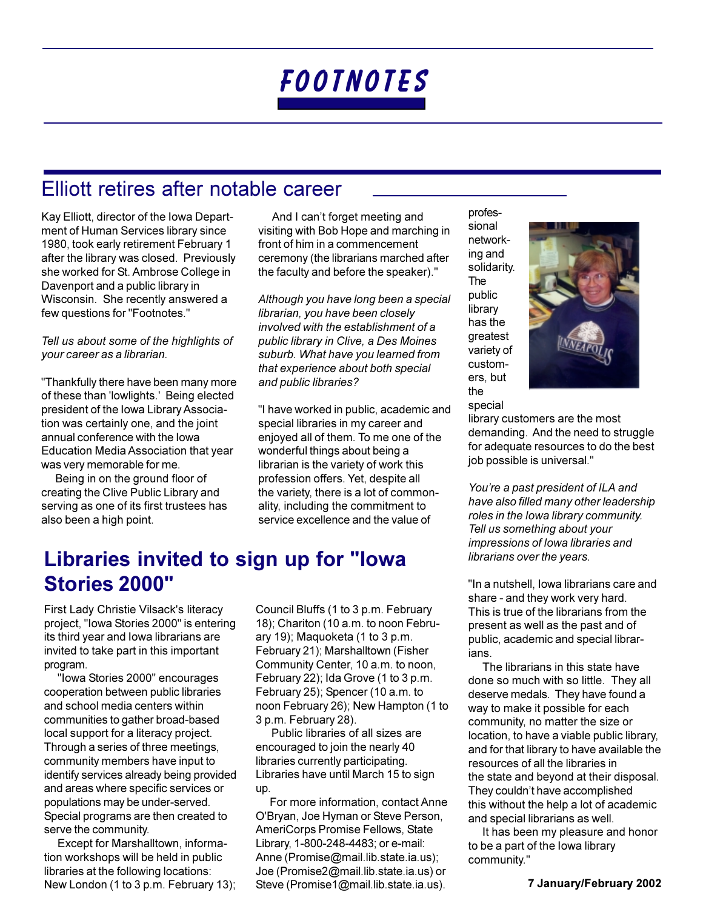# FOOTNOTES

## Elliott retires after notable career

Kay Elliott, director of the Iowa Department of Human Services library since 1980, took early retirement February 1 after the library was closed. Previously she worked for St. Ambrose College in Davenport and a public library in Wisconsin. She recently answered a few questions for "Footnotes."

*Tell us about some of the highlights of your career as a librarian.*

"Thankfully there have been many more of these than 'lowlights.' Being elected president of the Iowa Library Association was certainly one, and the joint annual conference with the Iowa Education Media Association that year was very memorable for me.

Being in on the ground floor of creating the Clive Public Library and serving as one of its first trustees has also been a high point.

And I can't forget meeting and visiting with Bob Hope and marching in front of him in a commencement ceremony (the librarians marched after the faculty and before the speaker)."

*Although you have long been a special librarian, you have been closely involved with the establishment of a public library in Clive, a Des Moines suburb. What have you learned from that experience about both special and public libraries?*

"I have worked in public, academic and special libraries in my career and enjoyed all of them. To me one of the wonderful things about being a librarian is the variety of work this profession offers. Yet, despite all the variety, there is a lot of commonality, including the commitment to service excellence and the value of professional networking and solidarity. The public library has the greatest variety of customers, but the special library customers are the most demanding. And the need to struggle for adequate resources to do the best job possible is universal."

*You're a past president of ILA and have also filled many other leadership roles in the Iowa library community. Tell us something about your impressions of Iowa libraries and librarians over the years.*

"In a nutshell, Iowa librarians care and share - and they work very hard. This is true of the librarians from the present as well as the past and of public, academic and special librarians.

The librarians in this state have done so much with so little. They all deserve medals. They have found a way to make it possible for each community, no matter the size or location, to have a viable public library, and for that library to have available the resources of all the libraries in the state and beyond at their disposal. They couldn't have accomplished this without the help a lot of academic and special librarians as well.

It has been my pleasure and honor to be a part of the Iowa library community."

## Libraries invited to sign up for "Iowa Stories 2000"

First Lady Christie Vilsack's literacy project, "Iowa Stories 2000" is entering its third year and Iowa librarians are invited to take part in this important program.

"Iowa Stories 2000" encourages cooperation between public libraries and school media centers within communities to gather broad-based local support for a literacy project. Through a series of three meetings, community members have input to identify services already being provided and areas where specific services or populations may be under-served. Special programs are then created to serve the community.

Except for Marshalltown, information workshops will be held in public libraries at the following locations: New London (1 to 3 p.m. February 13); Council Bluffs (1 to 3 p.m. February 18); Chariton (10 a.m. to noon February 19); Maquoketa (1 to 3 p.m. February 21); Marshalltown (Fisher Community Center, 10 a.m. to noon, February 22); Ida Grove (1 to 3 p.m. February 25); Spencer (10 a.m. to noon February 26); New Hampton (1 to 3 p.m. February 28).

Public libraries of all sizes are encouraged to join the nearly 40 libraries currently participating. Libraries have until March 15 to sign up.

For more information, contact Anne O'Bryan, Joe Hyman or Steve Person, AmeriCorps Promise Fellows, State Library, 1-800-248-4483; or e-mail: Anne (Promise@mail.lib.state.ia.us); Joe (Promise2@mail.lib.state.ia.us) or Steve (Promise1@mail.lib.state.ia.us).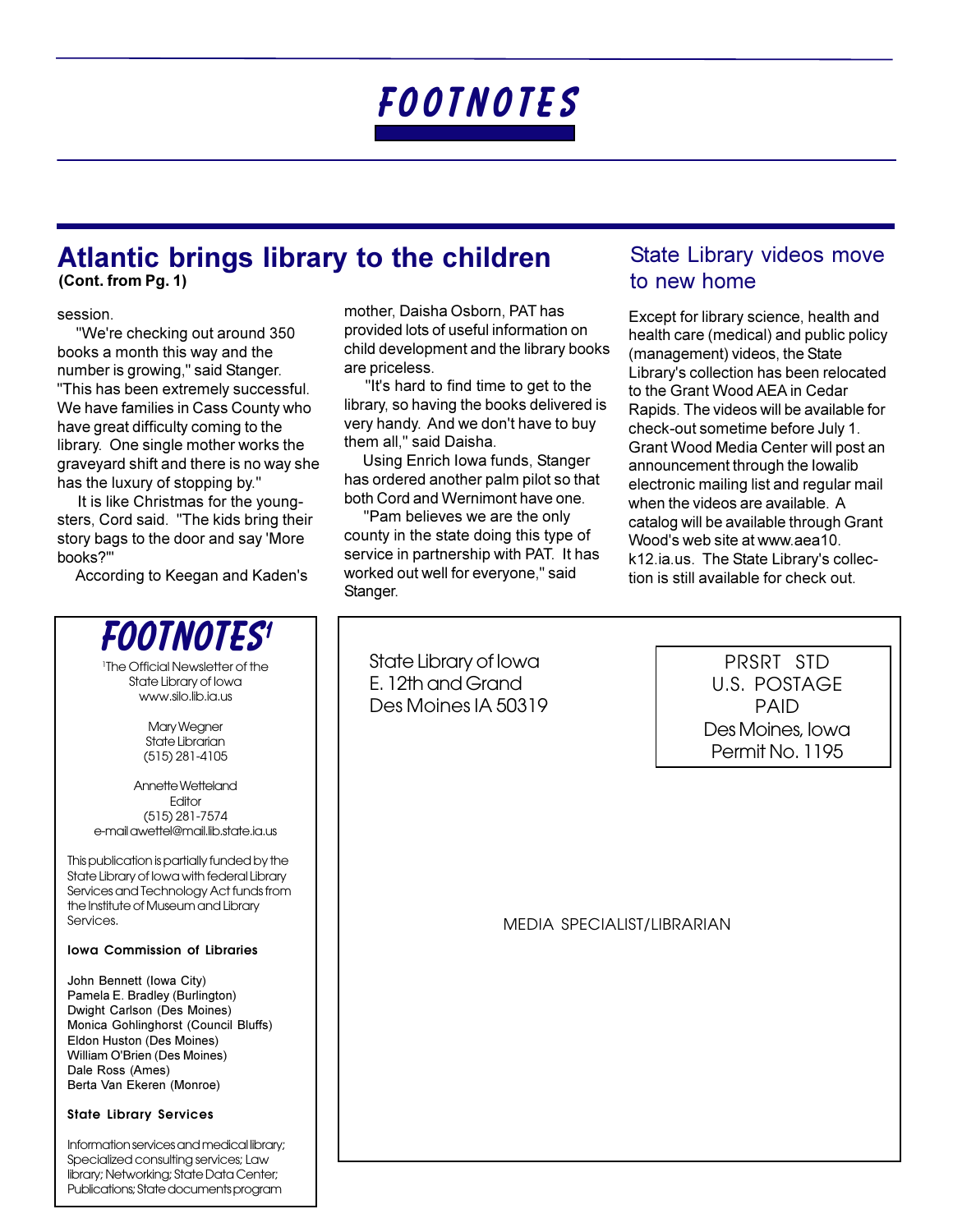# FOOTNOTES

## Atlantic brings library to the children

**(Cont. from Pg. 1)**

session.

"We're checking out around 350 books a month this way and the number is growing," said Stanger. "This has been extremely successful. We have families in Cass County who have great difficulty coming to the library. One single mother works the graveyard shift and there is no way she has the luxury of stopping by."

It is like Christmas for the youngsters, Cord said. "The kids bring their story bags to the door and say 'More books?'"

According to Keegan and Kaden's mother, Daisha Osborn, PAT has provided lots of useful information on child development and the library books are priceless.

"It's hard to find time to get to the library, so having the books delivered is very handy. And we don't have to buy them all," said Daisha.

Using Enrich Iowa funds, Stanger has ordered another palm pilot so that both Cord and Wernimont have one.

"Pam believes we are the only county in the state doing this type of service in partnership with PAT. It has worked out well for everyone," said Stanger.

## State Library videos move to new home

Except for library science, health and health care (medical) and public policy (management) videos, the State Library's collection has been relocated to the Grant Wood AEA in Cedar Rapids. The videos will be available for check-out sometime before July 1. Grant Wood Media Center will post an announcement through the Iowalib electronic mailing list and regular mail when the videos are available. A catalog will be available through Grant Wood's web site at www.aea10.k12.ia.us. The State Library's collection is still available for check out.

---

**FOOTNOTES**[1]

[1]The Official Newsletter of the State Library of Iowa
www.silo.lib.ia.us

Mary Wegner
State Librarian
(515) 281-4105

Annette Wetteland
Editor
(515) 281-7574
e-mail awettel@mail.lib.state.ia.us

This publication is partially funded by the State Library of Iowa with federal Library Services and Technology Act funds from the Institute of Museum and Library Services.

**Iowa Commission of Libraries**

John Bennett (Iowa City)
Pamela E. Bradley (Burlington)
Dwight Carlson (Des Moines)
Monica Gohlinghorst (Council Bluffs)
Eldon Huston (Des Moines)
William O'Brien (Des Moines)
Dale Ross (Ames)
Berta Van Ekeren (Monroe)

**State Library Services**

Information services and medical library; Specialized consulting services; Law library; Networking; State Data Center; Publications; State documents program

---

State Library of Iowa
E. 12th and Grand
Des Moines IA 50319

PRSRT STD
U.S. POSTAGE
PAID
Des Moines, Iowa
Permit No. 1195

MEDIA SPECIALIST/LIBRARIAN